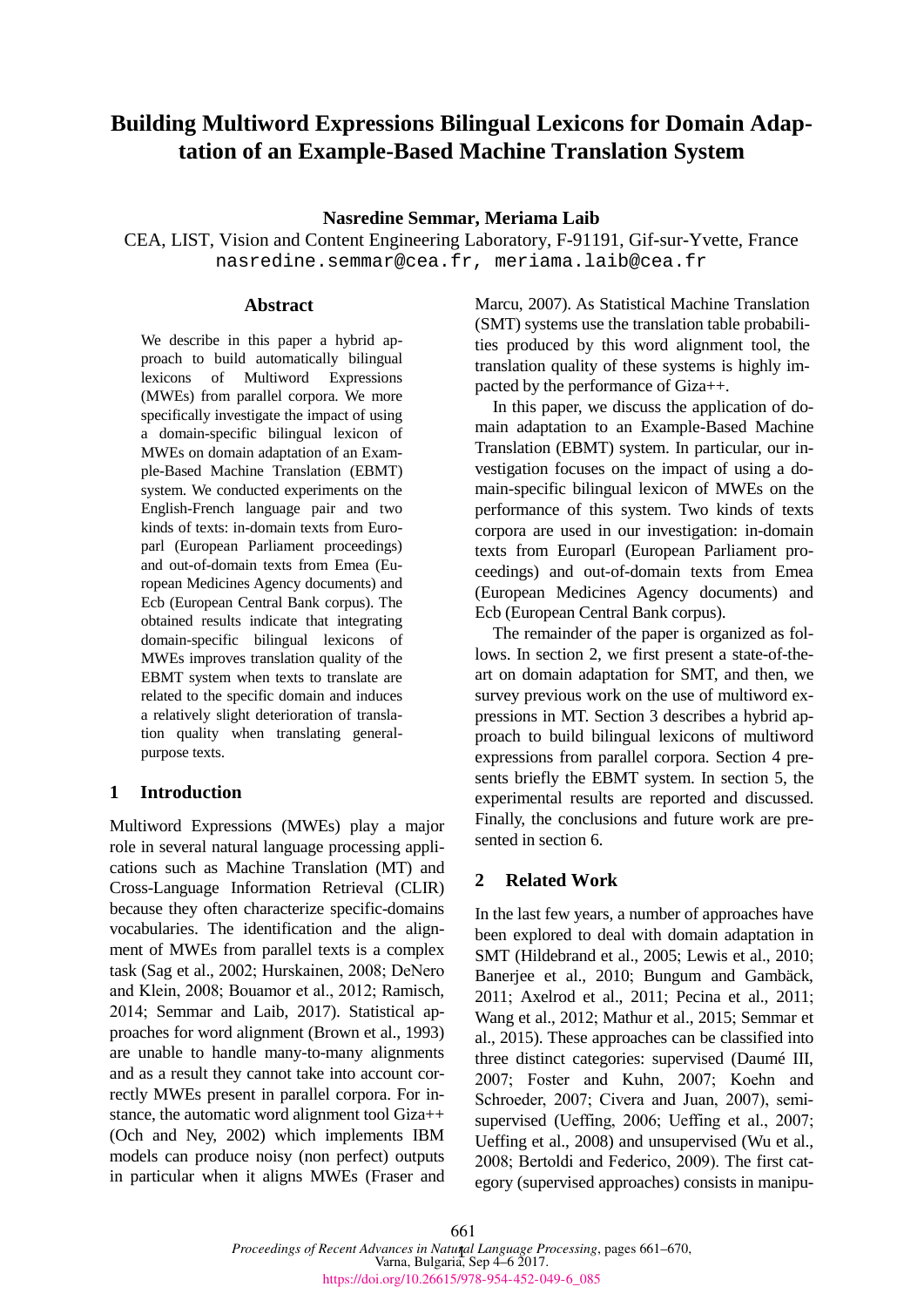# Building Multiword Expressions Bilingual Lexicons for Domain Adaptation of an Example-Based Machine Translation System

**Nasredine Semmar, Meriama Laib**

CEA, LIST, Vision and Content Engineering Laboratory, F-91191, Gif-sur-Yvette, France
nasredine.semmar@cea.fr, meriama.laib@cea.fr

## Abstract

We describe in this paper a hybrid approach to build automatically bilingual lexicons of Multiword Expressions (MWEs) from parallel corpora. We more specifically investigate the impact of using a domain-specific bilingual lexicon of MWEs on domain adaptation of an Example-Based Machine Translation (EBMT) system. We conducted experiments on the English-French language pair and two kinds of texts: in-domain texts from Europarl (European Parliament proceedings) and out-of-domain texts from Emea (European Medicines Agency documents) and Ecb (European Central Bank corpus). The obtained results indicate that integrating domain-specific bilingual lexicons of MWEs improves translation quality of the EBMT system when texts to translate are related to the specific domain and induces a relatively slight deterioration of translation quality when translating general-purpose texts.

## 1 Introduction

Multiword Expressions (MWEs) play a major role in several natural language processing applications such as Machine Translation (MT) and Cross-Language Information Retrieval (CLIR) because they often characterize specific-domains vocabularies. The identification and the alignment of MWEs from parallel texts is a complex task (Sag et al., 2002; Hurskainen, 2008; DeNero and Klein, 2008; Bouamor et al., 2012; Ramisch, 2014; Semmar and Laib, 2017). Statistical approaches for word alignment (Brown et al., 1993) are unable to handle many-to-many alignments and as a result they cannot take into account correctly MWEs present in parallel corpora. For instance, the automatic word alignment tool Giza++ (Och and Ney, 2002) which implements IBM models can produce noisy (non perfect) outputs in particular when it aligns MWEs (Fraser and Marcu, 2007). As Statistical Machine Translation (SMT) systems use the translation table probabilities produced by this word alignment tool, the translation quality of these systems is highly impacted by the performance of Giza++.

In this paper, we discuss the application of domain adaptation to an Example-Based Machine Translation (EBMT) system. In particular, our investigation focuses on the impact of using a domain-specific bilingual lexicon of MWEs on the performance of this system. Two kinds of texts corpora are used in our investigation: in-domain texts from Europarl (European Parliament proceedings) and out-of-domain texts from Emea (European Medicines Agency documents) and Ecb (European Central Bank corpus).

The remainder of the paper is organized as follows. In section 2, we first present a state-of-the-art on domain adaptation for SMT, and then, we survey previous work on the use of multiword expressions in MT. Section 3 describes a hybrid approach to build bilingual lexicons of multiword expressions from parallel corpora. Section 4 presents briefly the EBMT system. In section 5, the experimental results are reported and discussed. Finally, the conclusions and future work are presented in section 6.

## 2 Related Work

In the last few years, a number of approaches have been explored to deal with domain adaptation in SMT (Hildebrand et al., 2005; Lewis et al., 2010; Banerjee et al., 2010; Bungum and Gambäck, 2011; Axelrod et al., 2011; Pecina et al., 2011; Wang et al., 2012; Mathur et al., 2015; Semmar et al., 2015). These approaches can be classified into three distinct categories: supervised (Daumé III, 2007; Foster and Kuhn, 2007; Koehn and Schroeder, 2007; Civera and Juan, 2007), semi-supervised (Ueffing, 2006; Ueffing et al., 2007; Ueffing et al., 2008) and unsupervised (Wu et al., 2008; Bertoldi and Federico, 2009). The first category (supervised approaches) consists in manipu-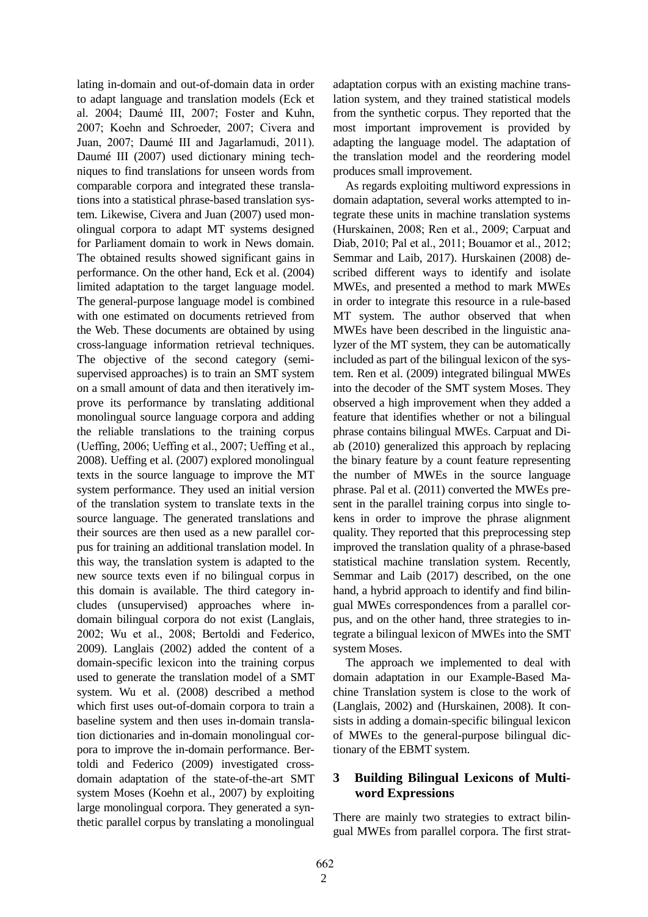lating in-domain and out-of-domain data in order to adapt language and translation models (Eck et al. 2004; Daumé III, 2007; Foster and Kuhn, 2007; Koehn and Schroeder, 2007; Civera and Juan, 2007; Daumé III and Jagarlamudi, 2011). Daumé III (2007) used dictionary mining techniques to find translations for unseen words from comparable corpora and integrated these translations into a statistical phrase-based translation system. Likewise, Civera and Juan (2007) used monolingual corpora to adapt MT systems designed for Parliament domain to work in News domain. The obtained results showed significant gains in performance. On the other hand, Eck et al. (2004) limited adaptation to the target language model. The general-purpose language model is combined with one estimated on documents retrieved from the Web. These documents are obtained by using cross-language information retrieval techniques. The objective of the second category (semi-supervised approaches) is to train an SMT system on a small amount of data and then iteratively improve its performance by translating additional monolingual source language corpora and adding the reliable translations to the training corpus (Ueffing, 2006; Ueffing et al., 2007; Ueffing et al., 2008). Ueffing et al. (2007) explored monolingual texts in the source language to improve the MT system performance. They used an initial version of the translation system to translate texts in the source language. The generated translations and their sources are then used as a new parallel corpus for training an additional translation model. In this way, the translation system is adapted to the new source texts even if no bilingual corpus in this domain is available. The third category includes (unsupervised) approaches where in-domain bilingual corpora do not exist (Langlais, 2002; Wu et al., 2008; Bertoldi and Federico, 2009). Langlais (2002) added the content of a domain-specific lexicon into the training corpus used to generate the translation model of a SMT system. Wu et al. (2008) described a method which first uses out-of-domain corpora to train a baseline system and then uses in-domain translation dictionaries and in-domain monolingual corpora to improve the in-domain performance. Bertoldi and Federico (2009) investigated cross-domain adaptation of the state-of-the-art SMT system Moses (Koehn et al., 2007) by exploiting large monolingual corpora. They generated a synthetic parallel corpus by translating a monolingual adaptation corpus with an existing machine translation system, and they trained statistical models from the synthetic corpus. They reported that the most important improvement is provided by adapting the language model. The adaptation of the translation model and the reordering model produces small improvement.

As regards exploiting multiword expressions in domain adaptation, several works attempted to integrate these units in machine translation systems (Hurskainen, 2008; Ren et al., 2009; Carpuat and Diab, 2010; Pal et al., 2011; Bouamor et al., 2012; Semmar and Laib, 2017). Hurskainen (2008) described different ways to identify and isolate MWEs, and presented a method to mark MWEs in order to integrate this resource in a rule-based MT system. The author observed that when MWEs have been described in the linguistic analyzer of the MT system, they can be automatically included as part of the bilingual lexicon of the system. Ren et al. (2009) integrated bilingual MWEs into the decoder of the SMT system Moses. They observed a high improvement when they added a feature that identifies whether or not a bilingual phrase contains bilingual MWEs. Carpuat and Diab (2010) generalized this approach by replacing the binary feature by a count feature representing the number of MWEs in the source language phrase. Pal et al. (2011) converted the MWEs present in the parallel training corpus into single tokens in order to improve the phrase alignment quality. They reported that this preprocessing step improved the translation quality of a phrase-based statistical machine translation system. Recently, Semmar and Laib (2017) described, on the one hand, a hybrid approach to identify and find bilingual MWEs correspondences from a parallel corpus, and on the other hand, three strategies to integrate a bilingual lexicon of MWEs into the SMT system Moses.

The approach we implemented to deal with domain adaptation in our Example-Based Machine Translation system is close to the work of (Langlais, 2002) and (Hurskainen, 2008). It consists in adding a domain-specific bilingual lexicon of MWEs to the general-purpose bilingual dictionary of the EBMT system.

## 3 Building Bilingual Lexicons of Multiword Expressions

There are mainly two strategies to extract bilingual MWEs from parallel corpora. The first strat-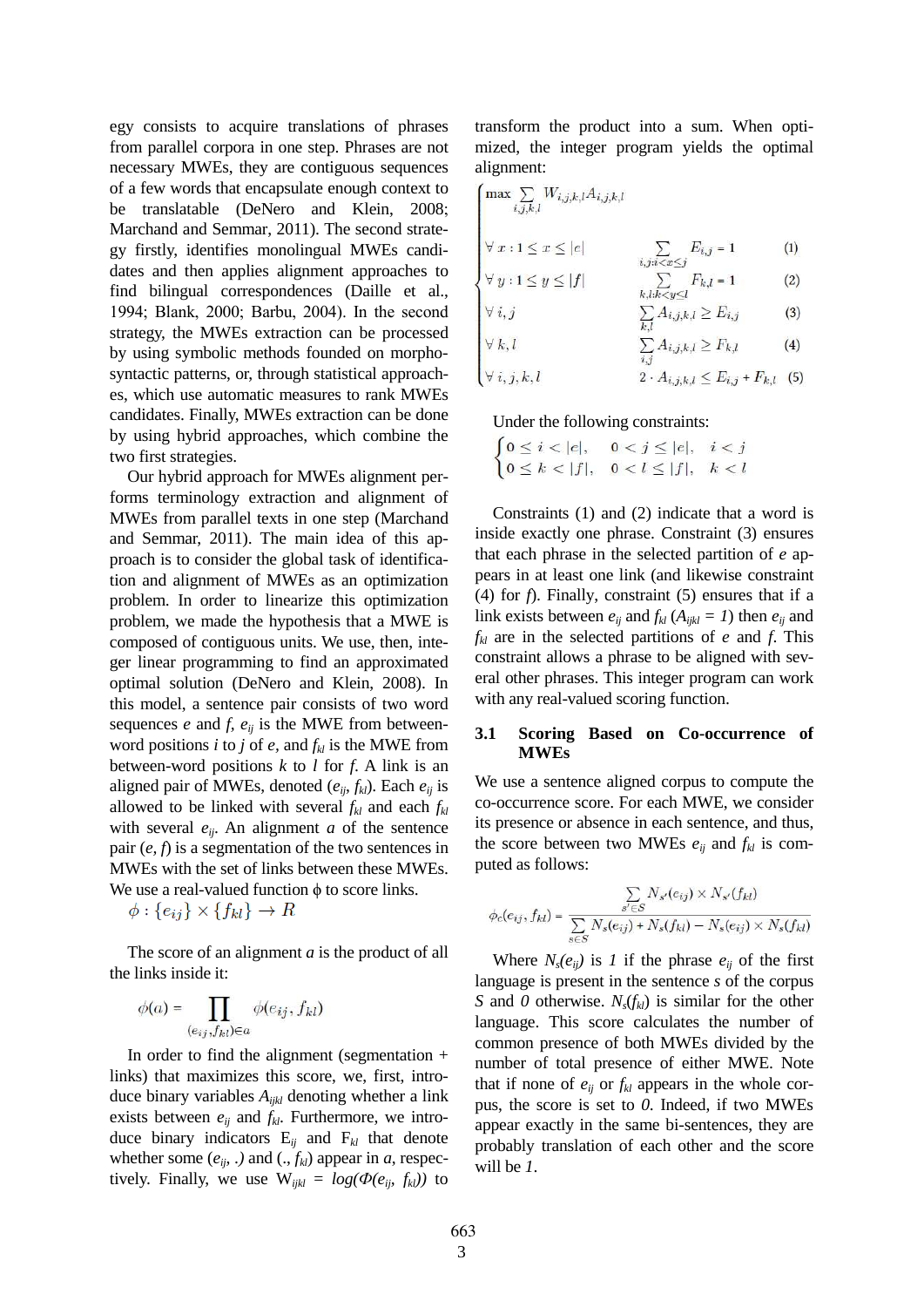egy consists to acquire translations of phrases from parallel corpora in one step. Phrases are not necessary MWEs, they are contiguous sequences of a few words that encapsulate enough context to be translatable (DeNero and Klein, 2008; Marchand and Semmar, 2011). The second strategy firstly, identifies monolingual MWEs candidates and then applies alignment approaches to find bilingual correspondences (Daille et al., 1994; Blank, 2000; Barbu, 2004). In the second strategy, the MWEs extraction can be processed by using symbolic methods founded on morpho-syntactic patterns, or, through statistical approaches, which use automatic measures to rank MWEs candidates. Finally, MWEs extraction can be done by using hybrid approaches, which combine the two first strategies.

Our hybrid approach for MWEs alignment performs terminology extraction and alignment of MWEs from parallel texts in one step (Marchand and Semmar, 2011). The main idea of this approach is to consider the global task of identification and alignment of MWEs as an optimization problem. In order to linearize this optimization problem, we made the hypothesis that a MWE is composed of contiguous units. We use, then, integer linear programming to find an approximated optimal solution (DeNero and Klein, 2008). In this model, a sentence pair consists of two word sequences $e$ and $f$, $e_{ij}$ is the MWE from between-word positions $i$ to $j$ of $e$, and $f_{kl}$ is the MWE from between-word positions $k$ to $l$ for $f$. A link is an aligned pair of MWEs, denoted $(e_{ij}, f_{kl})$. Each $e_{ij}$ is allowed to be linked with several $f_{kl}$ and each $f_{kl}$ with several $e_{ij}$. An alignment $a$ of the sentence pair $(e, f)$ is a segmentation of the two sentences in MWEs with the set of links between these MWEs. We use a real-valued function $\phi$ to score links.

$$\phi : \{e_{ij}\} \times \{f_{kl}\} \rightarrow R$$

The score of an alignment $a$ is the product of all the links inside it:

$$\phi(a) = \prod_{(e_{ij}, f_{kl}) \in a} \phi(e_{ij}, f_{kl})$$

In order to find the alignment (segmentation + links) that maximizes this score, we, first, introduce binary variables $A_{ijkl}$ denoting whether a link exists between $e_{ij}$ and $f_{kl}$. Furthermore, we introduce binary indicators $E_{ij}$ and $F_{kl}$ that denote whether some $(e_{ij}, .)$ and $(., f_{kl})$ appear in $a$, respectively. Finally, we use $W_{ijkl} = log(\Phi(e_{ij}, f_{kl}))$ to transform the product into a sum. When optimized, the integer program yields the optimal alignment:

$$\begin{cases} \max \sum_{i,j,k,l} W_{i,j,k,l} A_{i,j,k,l} & \\ \forall x : 1 \leq x \leq |e| \quad \sum_{i,j : i < x \leq j} E_{i,j} = 1 & (1) \\ \forall y : 1 \leq y \leq |f| \quad \sum_{k,l : k < y \leq l} F_{k,l} = 1 & (2) \\ \forall i,j \quad \sum_{k,l} A_{i,j,k,l} \geq E_{i,j} & (3) \\ \forall k,l \quad \sum_{i,j} A_{i,j,k,l} \geq F_{k,l} & (4) \\ \forall i,j,k,l \quad 2 \cdot A_{i,j,k,l} \leq E_{i,j} + F_{k,l} & (5) \end{cases}$$

Under the following constraints:

$$\begin{cases} 0 \leq i < |e|, \quad 0 < j \leq |e|, \quad i < j \\ 0 \leq k < |f|, \quad 0 < l \leq |f|, \quad k < l \end{cases}$$

Constraints (1) and (2) indicate that a word is inside exactly one phrase. Constraint (3) ensures that each phrase in the selected partition of $e$ appears in at least one link (and likewise constraint (4) for $f$). Finally, constraint (5) ensures that if a link exists between $e_{ij}$ and $f_{kl}$ ($A_{ijkl} = 1$) then $e_{ij}$ and $f_{kl}$ are in the selected partitions of $e$ and $f$. This constraint allows a phrase to be aligned with several other phrases. This integer program can work with any real-valued scoring function.

### 3.1 Scoring Based on Co-occurrence of MWEs

We use a sentence aligned corpus to compute the co-occurrence score. For each MWE, we consider its presence or absence in each sentence, and thus, the score between two MWEs $e_{ij}$ and $f_{kl}$ is computed as follows:

$$\phi_c(e_{ij}, f_{kl}) = \frac{\sum_{s' \in S} N_{s'}(e_{ij}) \times N_{s'}(f_{kl})}{\sum_{s \in S} N_s(e_{ij}) + N_s(f_{kl}) - N_s(e_{ij}) \times N_s(f_{kl})}$$

Where $N_s(e_{ij})$ is $1$ if the phrase $e_{ij}$ of the first language is present in the sentence $s$ of the corpus $S$ and $0$ otherwise. $N_s(f_{kl})$ is similar for the other language. This score calculates the number of common presence of both MWEs divided by the number of total presence of either MWE. Note that if none of $e_{ij}$ or $f_{kl}$ appears in the whole corpus, the score is set to $0$. Indeed, if two MWEs appear exactly in the same bi-sentences, they are probably translation of each other and the score will be $1$.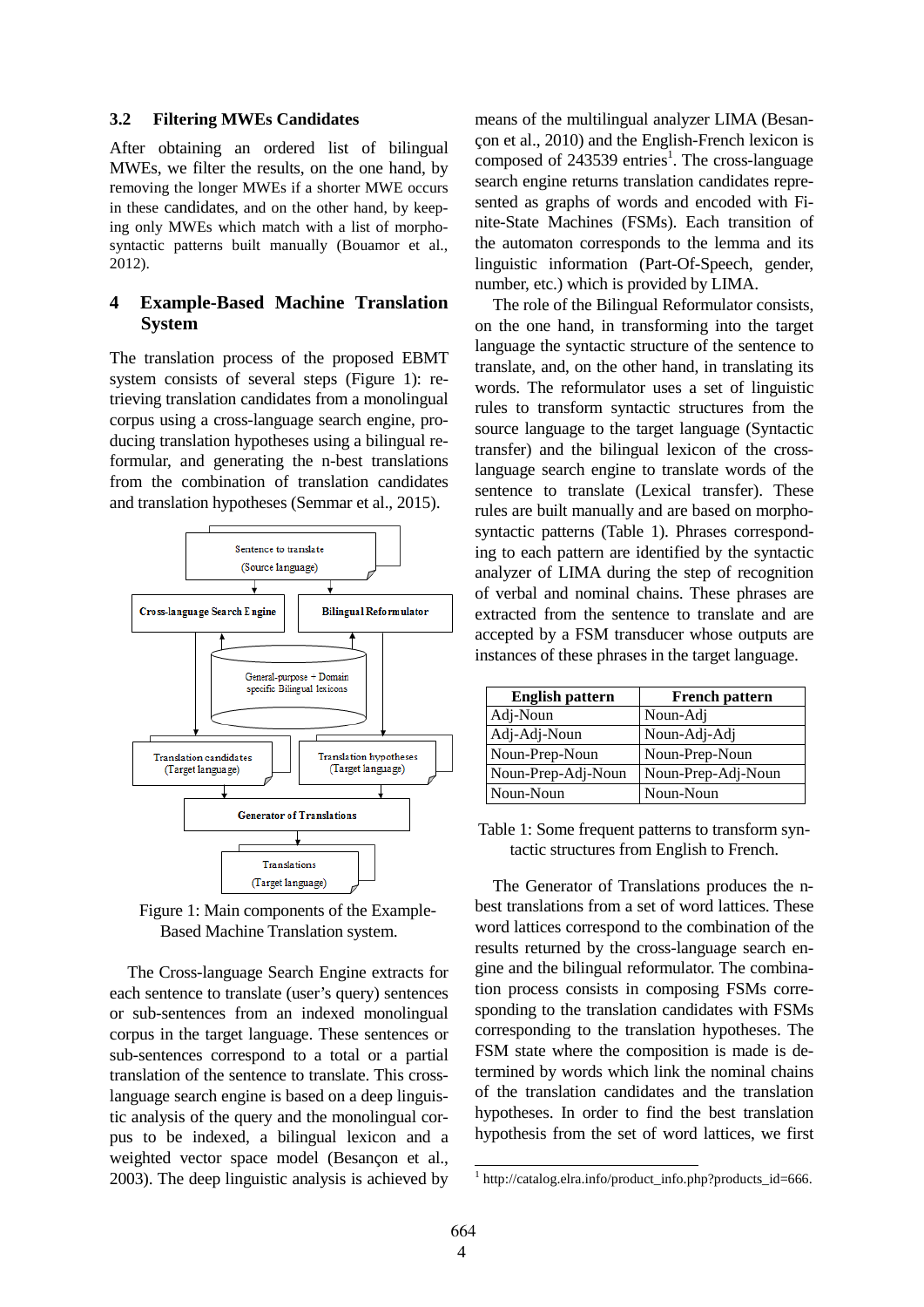### 3.2 Filtering MWEs Candidates

After obtaining an ordered list of bilingual MWEs, we filter the results, on the one hand, by removing the longer MWEs if a shorter MWE occurs in these candidates, and on the other hand, by keeping only MWEs which match with a list of morpho-syntactic patterns built manually (Bouamor et al., 2012).

## 4 Example-Based Machine Translation System

The translation process of the proposed EBMT system consists of several steps (Figure 1): retrieving translation candidates from a monolingual corpus using a cross-language search engine, producing translation hypotheses using a bilingual reformular, and generating the n-best translations from the combination of translation candidates and translation hypotheses (Semmar et al., 2015).

Sentence to translate (Source language)

Cross-language Search Engine | Bilingual Reformulator

General-purpose + Domain specific Bilingual lexicons

Translation candidates (Target language) | Translation hypotheses (Target language)

Generator of Translations

Translations (Target language)

Figure 1: Main components of the Example-Based Machine Translation system.

The Cross-language Search Engine extracts for each sentence to translate (user's query) sentences or sub-sentences from an indexed monolingual corpus in the target language. These sentences or sub-sentences correspond to a total or a partial translation of the sentence to translate. This cross-language search engine is based on a deep linguistic analysis of the query and the monolingual corpus to be indexed, a bilingual lexicon and a weighted vector space model (Besançon et al., 2003). The deep linguistic analysis is achieved by means of the multilingual analyzer LIMA (Besançon et al., 2010) and the English-French lexicon is composed of 243539 entries[1]. The cross-language search engine returns translation candidates represented as graphs of words and encoded with Finite-State Machines (FSMs). Each transition of the automaton corresponds to the lemma and its linguistic information (Part-Of-Speech, gender, number, etc.) which is provided by LIMA.

The role of the Bilingual Reformulator consists, on the one hand, in transforming into the target language the syntactic structure of the sentence to translate, and, on the other hand, in translating its words. The reformulator uses a set of linguistic rules to transform syntactic structures from the source language to the target language (Syntactic transfer) and the bilingual lexicon of the cross-language search engine to translate words of the sentence to translate (Lexical transfer). These rules are built manually and are based on morpho-syntactic patterns (Table 1). Phrases corresponding to each pattern are identified by the syntactic analyzer of LIMA during the step of recognition of verbal and nominal chains. These phrases are extracted from the sentence to translate and are accepted by a FSM transducer whose outputs are instances of these phrases in the target language.

| English pattern | French pattern |
|---|---|
| Adj-Noun | Noun-Adj |
| Adj-Adj-Noun | Noun-Adj-Adj |
| Noun-Prep-Noun | Noun-Prep-Noun |
| Noun-Prep-Adj-Noun | Noun-Prep-Adj-Noun |
| Noun-Noun | Noun-Noun |

Table 1: Some frequent patterns to transform syntactic structures from English to French.

The Generator of Translations produces the n-best translations from a set of word lattices. These word lattices correspond to the combination of the results returned by the cross-language search engine and the bilingual reformulator. The combination process consists in composing FSMs corresponding to the translation candidates with FSMs corresponding to the translation hypotheses. The FSM state where the composition is made is determined by words which link the nominal chains of the translation candidates and the translation hypotheses. In order to find the best translation hypothesis from the set of word lattices, we first

[1] http://catalog.elra.info/product_info.php?products_id=666.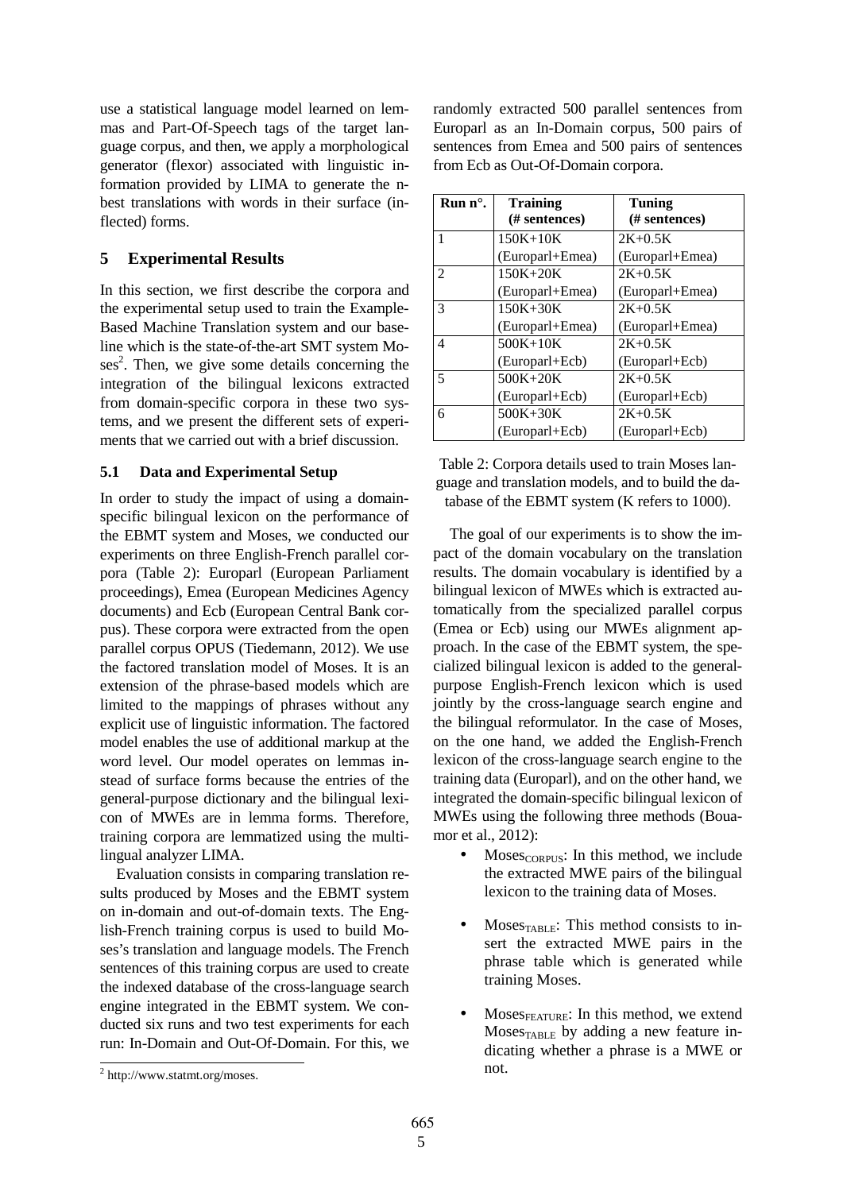use a statistical language model learned on lemmas and Part-Of-Speech tags of the target language corpus, and then, we apply a morphological generator (flexor) associated with linguistic information provided by LIMA to generate the n-best translations with words in their surface (inflected) forms.

## 5 Experimental Results

In this section, we first describe the corpora and the experimental setup used to train the Example-Based Machine Translation system and our baseline which is the state-of-the-art SMT system Moses[2]. Then, we give some details concerning the integration of the bilingual lexicons extracted from domain-specific corpora in these two systems, and we present the different sets of experiments that we carried out with a brief discussion.

### 5.1 Data and Experimental Setup

In order to study the impact of using a domain-specific bilingual lexicon on the performance of the EBMT system and Moses, we conducted our experiments on three English-French parallel corpora (Table 2): Europarl (European Parliament proceedings), Emea (European Medicines Agency documents) and Ecb (European Central Bank corpus). These corpora were extracted from the open parallel corpus OPUS (Tiedemann, 2012). We use the factored translation model of Moses. It is an extension of the phrase-based models which are limited to the mappings of phrases without any explicit use of linguistic information. The factored model enables the use of additional markup at the word level. Our model operates on lemmas instead of surface forms because the entries of the general-purpose dictionary and the bilingual lexicon of MWEs are in lemma forms. Therefore, training corpora are lemmatized using the multilingual analyzer LIMA.

Evaluation consists in comparing translation results produced by Moses and the EBMT system on in-domain and out-of-domain texts. The English-French training corpus is used to build Moses's translation and language models. The French sentences of this training corpus are used to create the indexed database of the cross-language search engine integrated in the EBMT system. We conducted six runs and two test experiments for each run: In-Domain and Out-Of-Domain. For this, we randomly extracted 500 parallel sentences from Europarl as an In-Domain corpus, 500 pairs of sentences from Emea and 500 pairs of sentences from Ecb as Out-Of-Domain corpora.

| Run n°. | Training (# sentences) | Tuning (# sentences) |
|---|---|---|
| 1 | 150K+10K (Europarl+Emea) | 2K+0.5K (Europarl+Emea) |
| 2 | 150K+20K (Europarl+Emea) | 2K+0.5K (Europarl+Emea) |
| 3 | 150K+30K (Europarl+Emea) | 2K+0.5K (Europarl+Emea) |
| 4 | 500K+10K (Europarl+Ecb) | 2K+0.5K (Europarl+Ecb) |
| 5 | 500K+20K (Europarl+Ecb) | 2K+0.5K (Europarl+Ecb) |
| 6 | 500K+30K (Europarl+Ecb) | 2K+0.5K (Europarl+Ecb) |

Table 2: Corpora details used to train Moses language and translation models, and to build the database of the EBMT system (K refers to 1000).

The goal of our experiments is to show the impact of the domain vocabulary on the translation results. The domain vocabulary is identified by a bilingual lexicon of MWEs which is extracted automatically from the specialized parallel corpus (Emea or Ecb) using our MWEs alignment approach. In the case of the EBMT system, the specialized bilingual lexicon is added to the general-purpose English-French lexicon which is used jointly by the cross-language search engine and the bilingual reformulator. In the case of Moses, on the one hand, we added the English-French lexicon of the cross-language search engine to the training data (Europarl), and on the other hand, we integrated the domain-specific bilingual lexicon of MWEs using the following three methods (Bouamor et al., 2012):

- $\text{Moses}_{\text{CORPUS}}$: In this method, we include the extracted MWE pairs of the bilingual lexicon to the training data of Moses.
- $\text{Moses}_{\text{TABLE}}$: This method consists to insert the extracted MWE pairs in the phrase table which is generated while training Moses.
- $\text{Moses}_{\text{FEATURE}}$: In this method, we extend $\text{Moses}_{\text{TABLE}}$ by adding a new feature indicating whether a phrase is a MWE or not.

[2] http://www.statmt.org/moses.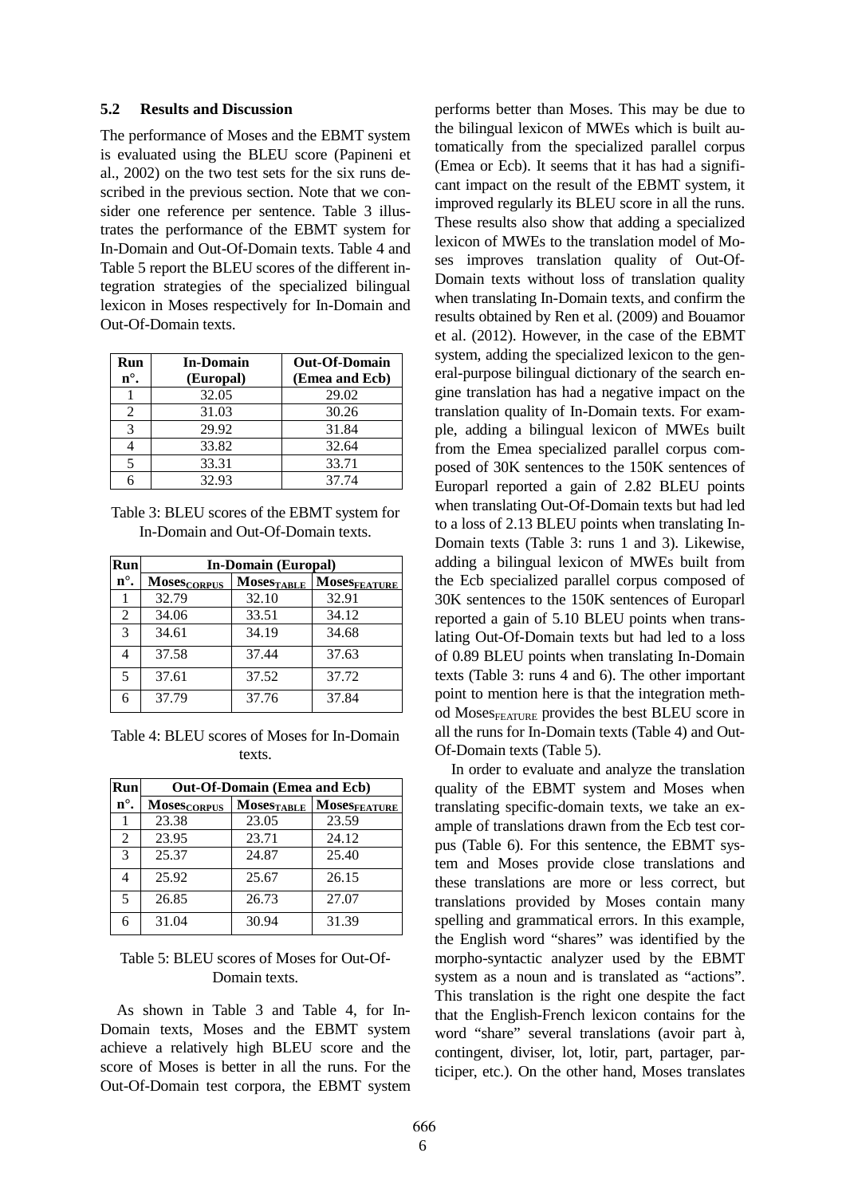### 5.2 Results and Discussion

The performance of Moses and the EBMT system is evaluated using the BLEU score (Papineni et al., 2002) on the two test sets for the six runs described in the previous section. Note that we consider one reference per sentence. Table 3 illustrates the performance of the EBMT system for In-Domain and Out-Of-Domain texts. Table 4 and Table 5 report the BLEU scores of the different integration strategies of the specialized bilingual lexicon in Moses respectively for In-Domain and Out-Of-Domain texts.

| Run n°. | In-Domain (Europal) | Out-Of-Domain (Emea and Ecb) |
|---|---|---|
| 1 | 32.05 | 29.02 |
| 2 | 31.03 | 30.26 |
| 3 | 29.92 | 31.84 |
| 4 | 33.82 | 32.64 |
| 5 | 33.31 | 33.71 |
| 6 | 32.93 | 37.74 |

Table 3: BLEU scores of the EBMT system for In-Domain and Out-Of-Domain texts.

| Run | In-Domain (Europal) | | |
|---|---|---|---|
| n°. | $\text{Moses}_{\text{CORPUS}}$ | $\text{Moses}_{\text{TABLE}}$ | $\text{Moses}_{\text{FEATURE}}$ |
| 1 | 32.79 | 32.10 | 32.91 |
| 2 | 34.06 | 33.51 | 34.12 |
| 3 | 34.61 | 34.19 | 34.68 |
| 4 | 37.58 | 37.44 | 37.63 |
| 5 | 37.61 | 37.52 | 37.72 |
| 6 | 37.79 | 37.76 | 37.84 |

Table 4: BLEU scores of Moses for In-Domain texts.

| Run | Out-Of-Domain (Emea and Ecb) | | |
|---|---|---|---|
| n°. | $\text{Moses}_{\text{CORPUS}}$ | $\text{Moses}_{\text{TABLE}}$ | $\text{Moses}_{\text{FEATURE}}$ |
| 1 | 23.38 | 23.05 | 23.59 |
| 2 | 23.95 | 23.71 | 24.12 |
| 3 | 25.37 | 24.87 | 25.40 |
| 4 | 25.92 | 25.67 | 26.15 |
| 5 | 26.85 | 26.73 | 27.07 |
| 6 | 31.04 | 30.94 | 31.39 |

Table 5: BLEU scores of Moses for Out-Of-Domain texts.

As shown in Table 3 and Table 4, for In-Domain texts, Moses and the EBMT system achieve a relatively high BLEU score and the score of Moses is better in all the runs. For the Out-Of-Domain test corpora, the EBMT system performs better than Moses. This may be due to the bilingual lexicon of MWEs which is built automatically from the specialized parallel corpus (Emea or Ecb). It seems that it has had a significant impact on the result of the EBMT system, it improved regularly its BLEU score in all the runs. These results also show that adding a specialized lexicon of MWEs to the translation model of Moses improves translation quality of Out-Of-Domain texts without loss of translation quality when translating In-Domain texts, and confirm the results obtained by Ren et al. (2009) and Bouamor et al. (2012). However, in the case of the EBMT system, adding the specialized lexicon to the general-purpose bilingual dictionary of the search engine translation has had a negative impact on the translation quality of In-Domain texts. For example, adding a bilingual lexicon of MWEs built from the Emea specialized parallel corpus composed of 30K sentences to the 150K sentences of Europarl reported a gain of 2.82 BLEU points when translating Out-Of-Domain texts but had led to a loss of 2.13 BLEU points when translating In-Domain texts (Table 3: runs 1 and 3). Likewise, adding a bilingual lexicon of MWEs built from the Ecb specialized parallel corpus composed of 30K sentences to the 150K sentences of Europarl reported a gain of 5.10 BLEU points when translating Out-Of-Domain texts but had led to a loss of 0.89 BLEU points when translating In-Domain texts (Table 3: runs 4 and 6). The other important point to mention here is that the integration method $\text{Moses}_{\text{FEATURE}}$ provides the best BLEU score in all the runs for In-Domain texts (Table 4) and Out-Of-Domain texts (Table 5).

In order to evaluate and analyze the translation quality of the EBMT system and Moses when translating specific-domain texts, we take an example of translations drawn from the Ecb test corpus (Table 6). For this sentence, the EBMT system and Moses provide close translations and these translations are more or less correct, but translations provided by Moses contain many spelling and grammatical errors. In this example, the English word "shares" was identified by the morpho-syntactic analyzer used by the EBMT system as a noun and is translated as "actions". This translation is the right one despite the fact that the English-French lexicon contains for the word "share" several translations (avoir part à, contingent, diviser, lot, lotir, part, partager, participer, etc.). On the other hand, Moses translates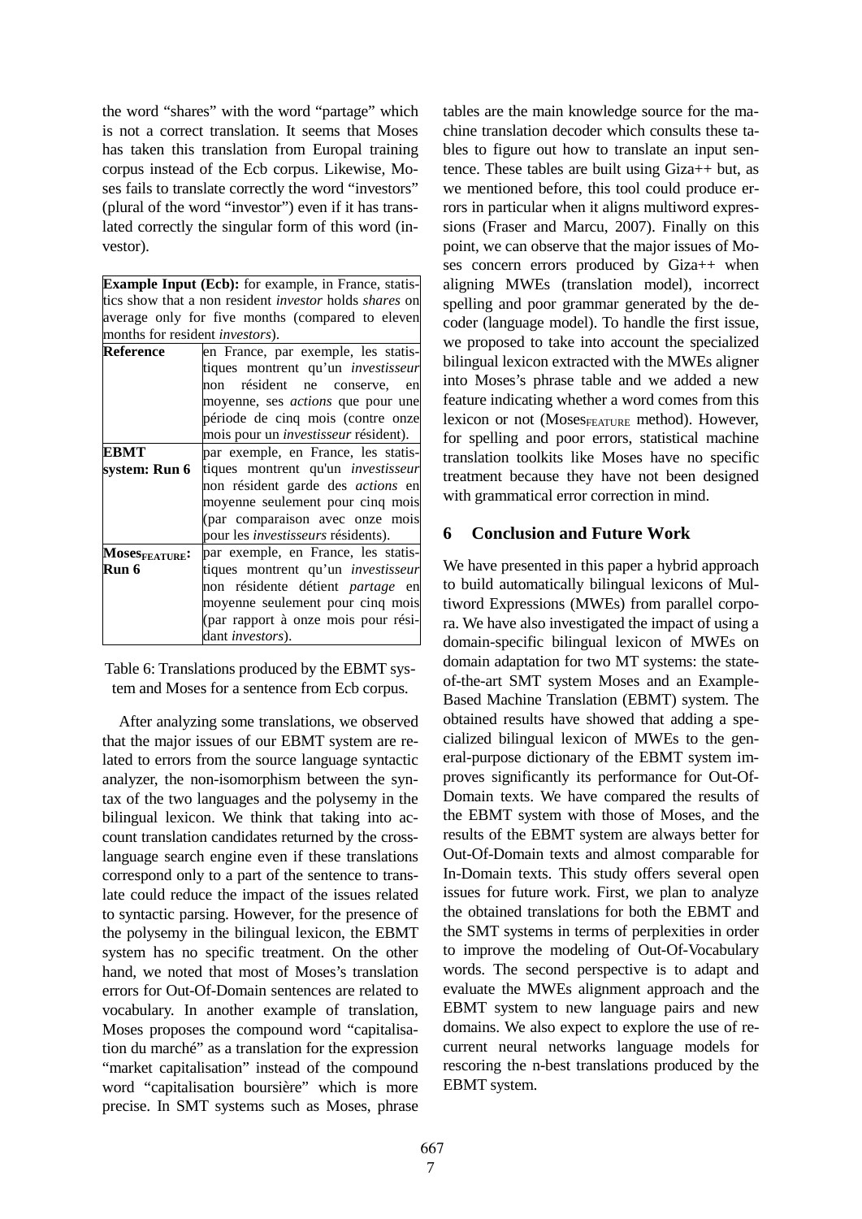the word “shares” with the word “partage” which is not a correct translation. It seems that Moses has taken this translation from Europal training corpus instead of the Ecb corpus. Likewise, Moses fails to translate correctly the word “investors” (plural of the word “investor”) even if it has translated correctly the singular form of this word (investor).

| **Example Input (Ecb):** for example, in France, statistics show that a non resident *investor* holds *shares* on average only for five months (compared to eleven months for resident *investors*). | |
|---|---|
| **Reference** | en France, par exemple, les statistiques montrent qu’un *investisseur* non résident ne conserve, en moyenne, ses *actions* que pour une période de cinq mois (contre onze mois pour un *investisseur* résident). |
| **EBMT system: Run 6** | par exemple, en France, les statistiques montrent qu'un *investisseur* non résident garde des *actions* en moyenne seulement pour cinq mois (par comparaison avec onze mois pour les *investisseurs* résidents). |
| **Moses$_{\text{FEATURE}}$: Run 6** | par exemple, en France, les statistiques montrent qu’un *investisseur* non résidente détient *partage* en moyenne seulement pour cinq mois (par rapport à onze mois pour résidant *investors*). |

Table 6: Translations produced by the EBMT system and Moses for a sentence from Ecb corpus.

After analyzing some translations, we observed that the major issues of our EBMT system are related to errors from the source language syntactic analyzer, the non-isomorphism between the syntax of the two languages and the polysemy in the bilingual lexicon. We think that taking into account translation candidates returned by the cross-language search engine even if these translations correspond only to a part of the sentence to translate could reduce the impact of the issues related to syntactic parsing. However, for the presence of the polysemy in the bilingual lexicon, the EBMT system has no specific treatment. On the other hand, we noted that most of Moses’s translation errors for Out-Of-Domain sentences are related to vocabulary. In another example of translation, Moses proposes the compound word “capitalisation du marché” as a translation for the expression “market capitalisation” instead of the compound word “capitalisation boursière” which is more precise. In SMT systems such as Moses, phrase tables are the main knowledge source for the machine translation decoder which consults these tables to figure out how to translate an input sentence. These tables are built using Giza++ but, as we mentioned before, this tool could produce errors in particular when it aligns multiword expressions (Fraser and Marcu, 2007). Finally on this point, we can observe that the major issues of Moses concern errors produced by Giza++ when aligning MWEs (translation model), incorrect spelling and poor grammar generated by the decoder (language model). To handle the first issue, we proposed to take into account the specialized bilingual lexicon extracted with the MWEs aligner into Moses’s phrase table and we added a new feature indicating whether a word comes from this lexicon or not (Moses$_{\text{FEATURE}}$ method). However, for spelling and poor errors, statistical machine translation toolkits like Moses have no specific treatment because they have not been designed with grammatical error correction in mind.

## 6 Conclusion and Future Work

We have presented in this paper a hybrid approach to build automatically bilingual lexicons of Multiword Expressions (MWEs) from parallel corpora. We have also investigated the impact of using a domain-specific bilingual lexicon of MWEs on domain adaptation for two MT systems: the state-of-the-art SMT system Moses and an Example-Based Machine Translation (EBMT) system. The obtained results have showed that adding a specialized bilingual lexicon of MWEs to the general-purpose dictionary of the EBMT system improves significantly its performance for Out-Of-Domain texts. We have compared the results of the EBMT system with those of Moses, and the results of the EBMT system are always better for Out-Of-Domain texts and almost comparable for In-Domain texts. This study offers several open issues for future work. First, we plan to analyze the obtained translations for both the EBMT and the SMT systems in terms of perplexities in order to improve the modeling of Out-Of-Vocabulary words. The second perspective is to adapt and evaluate the MWEs alignment approach and the EBMT system to new language pairs and new domains. We also expect to explore the use of recurrent neural networks language models for rescoring the n-best translations produced by the EBMT system.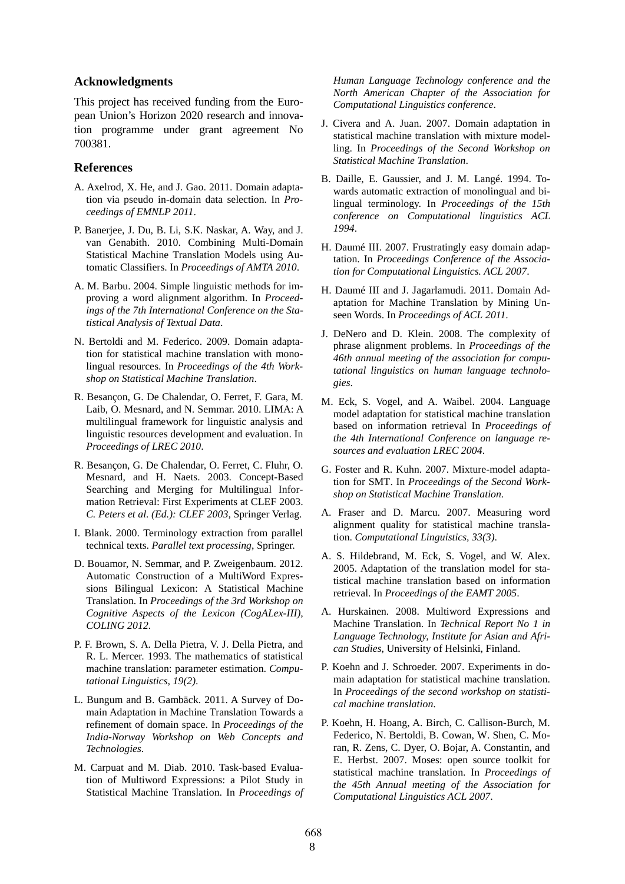## Acknowledgments

This project has received funding from the European Union's Horizon 2020 research and innovation programme under grant agreement No 700381.

## References

A. Axelrod, X. He, and J. Gao. 2011. Domain adaptation via pseudo in-domain data selection. In *Proceedings of EMNLP 2011*.

P. Banerjee, J. Du, B. Li, S.K. Naskar, A. Way, and J. van Genabith. 2010. Combining Multi-Domain Statistical Machine Translation Models using Automatic Classifiers. In *Proceedings of AMTA 2010*.

A. M. Barbu. 2004. Simple linguistic methods for improving a word alignment algorithm. In *Proceedings of the 7th International Conference on the Statistical Analysis of Textual Data*.

N. Bertoldi and M. Federico. 2009. Domain adaptation for statistical machine translation with monolingual resources. In *Proceedings of the 4th Workshop on Statistical Machine Translation*.

R. Besançon, G. De Chalendar, O. Ferret, F. Gara, M. Laib, O. Mesnard, and N. Semmar. 2010. LIMA: A multilingual framework for linguistic analysis and linguistic resources development and evaluation. In *Proceedings of LREC 2010*.

R. Besançon, G. De Chalendar, O. Ferret, C. Fluhr, O. Mesnard, and H. Naets. 2003. Concept-Based Searching and Merging for Multilingual Information Retrieval: First Experiments at CLEF 2003. *C. Peters et al. (Ed.): CLEF 2003*, Springer Verlag.

I. Blank. 2000. Terminology extraction from parallel technical texts. *Parallel text processing*, Springer.

D. Bouamor, N. Semmar, and P. Zweigenbaum. 2012. Automatic Construction of a MultiWord Expressions Bilingual Lexicon: A Statistical Machine Translation. In *Proceedings of the 3rd Workshop on Cognitive Aspects of the Lexicon (CogALex-III), COLING 2012*.

P. F. Brown, S. A. Della Pietra, V. J. Della Pietra, and R. L. Mercer. 1993. The mathematics of statistical machine translation: parameter estimation. *Computational Linguistics, 19(2)*.

L. Bungum and B. Gambäck. 2011. A Survey of Domain Adaptation in Machine Translation Towards a refinement of domain space. In *Proceedings of the India-Norway Workshop on Web Concepts and Technologies*.

M. Carpuat and M. Diab. 2010. Task-based Evaluation of Multiword Expressions: a Pilot Study in Statistical Machine Translation. In *Proceedings of Human Language Technology conference and the North American Chapter of the Association for Computational Linguistics conference*.

J. Civera and A. Juan. 2007. Domain adaptation in statistical machine translation with mixture modelling. In *Proceedings of the Second Workshop on Statistical Machine Translation*.

B. Daille, E. Gaussier, and J. M. Langé. 1994. Towards automatic extraction of monolingual and bilingual terminology. In *Proceedings of the 15th conference on Computational linguistics ACL 1994*.

H. Daumé III. 2007. Frustratingly easy domain adaptation. In *Proceedings Conference of the Association for Computational Linguistics. ACL 2007*.

H. Daumé III and J. Jagarlamudi. 2011. Domain Adaptation for Machine Translation by Mining Unseen Words. In *Proceedings of ACL 2011*.

J. DeNero and D. Klein. 2008. The complexity of phrase alignment problems. In *Proceedings of the 46th annual meeting of the association for computational linguistics on human language technologies*.

M. Eck, S. Vogel, and A. Waibel. 2004. Language model adaptation for statistical machine translation based on information retrieval In *Proceedings of the 4th International Conference on language resources and evaluation LREC 2004*.

G. Foster and R. Kuhn. 2007. Mixture-model adaptation for SMT. In *Proceedings of the Second Workshop on Statistical Machine Translation.*

A. Fraser and D. Marcu. 2007. Measuring word alignment quality for statistical machine translation. *Computational Linguistics, 33(3)*.

A. S. Hildebrand, M. Eck, S. Vogel, and W. Alex. 2005. Adaptation of the translation model for statistical machine translation based on information retrieval. In *Proceedings of the EAMT 2005*.

A. Hurskainen. 2008. Multiword Expressions and Machine Translation. In *Technical Report No 1 in Language Technology, Institute for Asian and African Studies*, University of Helsinki, Finland.

P. Koehn and J. Schroeder. 2007. Experiments in domain adaptation for statistical machine translation. In *Proceedings of the second workshop on statistical machine translation*.

P. Koehn, H. Hoang, A. Birch, C. Callison-Burch, M. Federico, N. Bertoldi, B. Cowan, W. Shen, C. Moran, R. Zens, C. Dyer, O. Bojar, A. Constantin, and E. Herbst. 2007. Moses: open source toolkit for statistical machine translation. In *Proceedings of the 45th Annual meeting of the Association for Computational Linguistics ACL 2007*.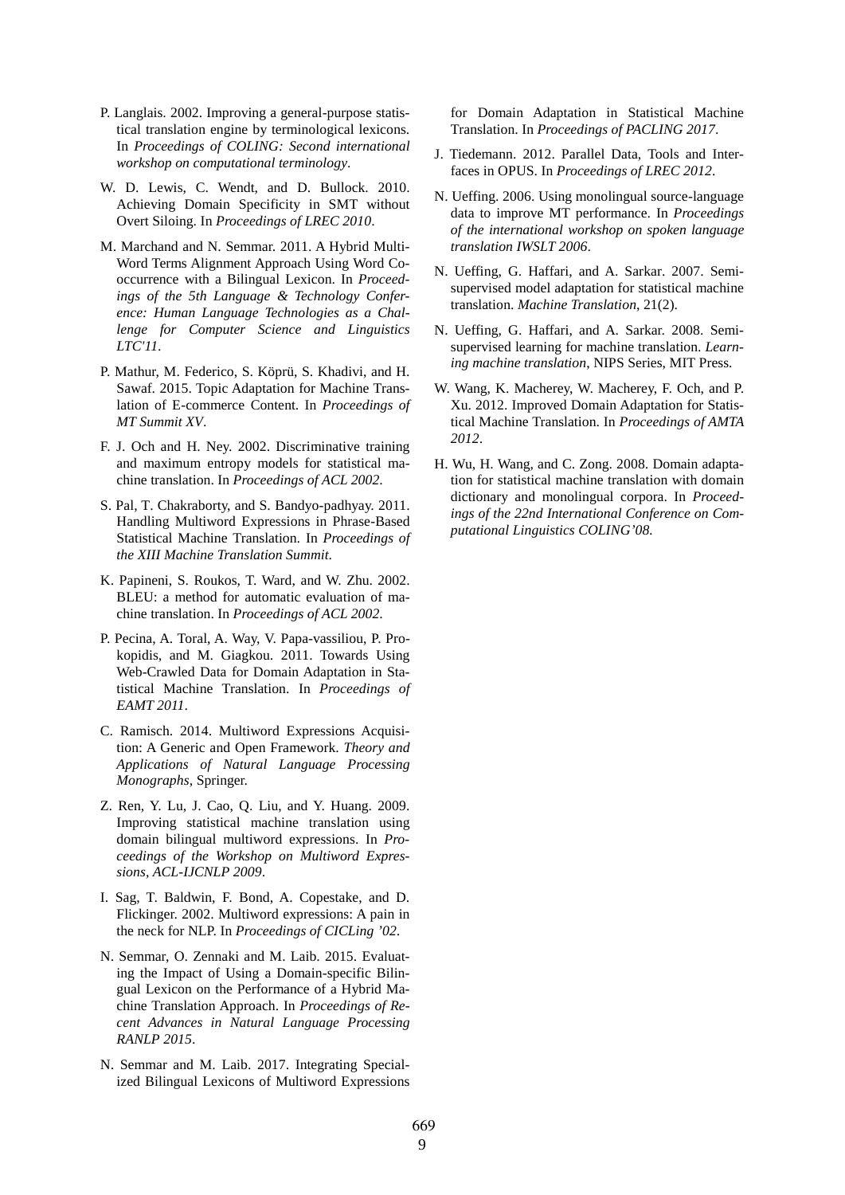P. Langlais. 2002. Improving a general-purpose statistical translation engine by terminological lexicons. In *Proceedings of COLING: Second international workshop on computational terminology*.

W. D. Lewis, C. Wendt, and D. Bullock. 2010. Achieving Domain Specificity in SMT without Overt Siloing. In *Proceedings of LREC 2010*.

M. Marchand and N. Semmar. 2011. A Hybrid Multi-Word Terms Alignment Approach Using Word Co-occurrence with a Bilingual Lexicon. In *Proceedings of the 5th Language & Technology Conference: Human Language Technologies as a Challenge for Computer Science and Linguistics LTC'11*.

P. Mathur, M. Federico, S. Köprü, S. Khadivi, and H. Sawaf. 2015. Topic Adaptation for Machine Translation of E-commerce Content. In *Proceedings of MT Summit XV*.

F. J. Och and H. Ney. 2002. Discriminative training and maximum entropy models for statistical machine translation. In *Proceedings of ACL 2002*.

S. Pal, T. Chakraborty, and S. Bandyo-padhyay. 2011. Handling Multiword Expressions in Phrase-Based Statistical Machine Translation. In *Proceedings of the XIII Machine Translation Summit*.

K. Papineni, S. Roukos, T. Ward, and W. Zhu. 2002. BLEU: a method for automatic evaluation of machine translation. In *Proceedings of ACL 2002*.

P. Pecina, A. Toral, A. Way, V. Papa-vassiliou, P. Prokopidis, and M. Giagkou. 2011. Towards Using Web-Crawled Data for Domain Adaptation in Statistical Machine Translation. In *Proceedings of EAMT 2011*.

C. Ramisch. 2014. Multiword Expressions Acquisition: A Generic and Open Framework. *Theory and Applications of Natural Language Processing Monographs*, Springer.

Z. Ren, Y. Lu, J. Cao, Q. Liu, and Y. Huang. 2009. Improving statistical machine translation using domain bilingual multiword expressions. In *Proceedings of the Workshop on Multiword Expressions, ACL-IJCNLP 2009*.

I. Sag, T. Baldwin, F. Bond, A. Copestake, and D. Flickinger. 2002. Multiword expressions: A pain in the neck for NLP. In *Proceedings of CICLing '02*.

N. Semmar, O. Zennaki and M. Laib. 2015. Evaluating the Impact of Using a Domain-specific Bilingual Lexicon on the Performance of a Hybrid Machine Translation Approach. In *Proceedings of Recent Advances in Natural Language Processing RANLP 2015*.

N. Semmar and M. Laib. 2017. Integrating Specialized Bilingual Lexicons of Multiword Expressions for Domain Adaptation in Statistical Machine Translation. In *Proceedings of PACLING 2017*.

J. Tiedemann. 2012. Parallel Data, Tools and Interfaces in OPUS. In *Proceedings of LREC 2012*.

N. Ueffing. 2006. Using monolingual source-language data to improve MT performance. In *Proceedings of the international workshop on spoken language translation IWSLT 2006*.

N. Ueffing, G. Haffari, and A. Sarkar. 2007. Semi-supervised model adaptation for statistical machine translation. *Machine Translation*, 21(2).

N. Ueffing, G. Haffari, and A. Sarkar. 2008. Semi-supervised learning for machine translation. *Learning machine translation*, NIPS Series, MIT Press.

W. Wang, K. Macherey, W. Macherey, F. Och, and P. Xu. 2012. Improved Domain Adaptation for Statistical Machine Translation. In *Proceedings of AMTA 2012*.

H. Wu, H. Wang, and C. Zong. 2008. Domain adaptation for statistical machine translation with domain dictionary and monolingual corpora. In *Proceedings of the 22nd International Conference on Computational Linguistics COLING'08.*